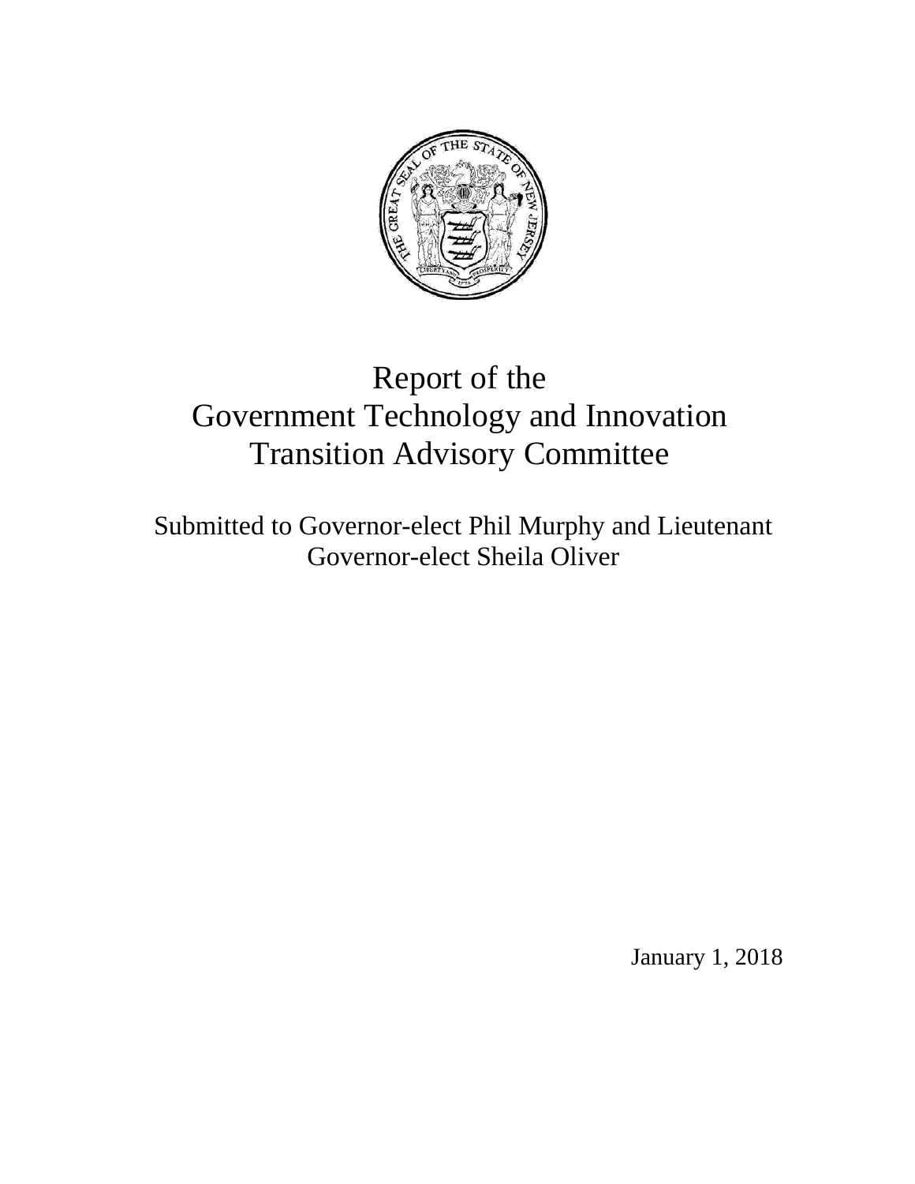# Report of the Government Technology and Innovation Transition Advisory Committee

Submitted to Governor-elect Phil Murphy and Lieutenant Governor-elect Sheila Oliver

January 1, 2018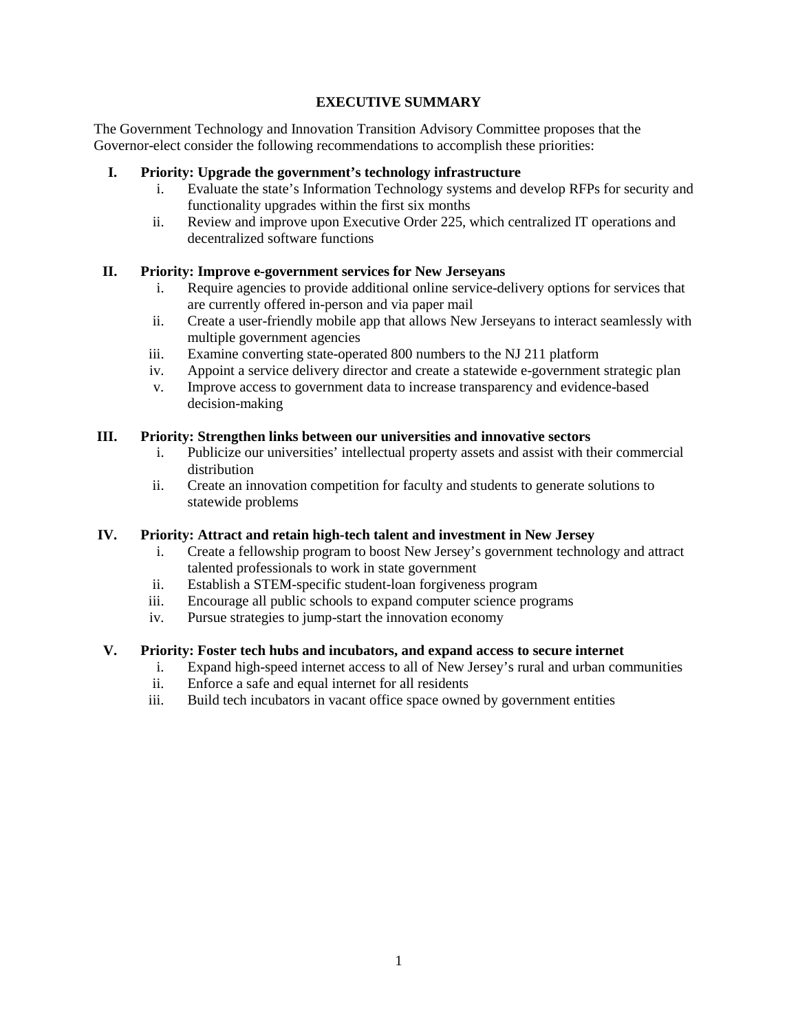# EXECUTIVE SUMMARY

The Government Technology and Innovation Transition Advisory Committee proposes that the Governor-elect consider the following recommendations to accomplish these priorities:

**I. Priority: Upgrade the government's technology infrastructure**

- i. Evaluate the state's Information Technology systems and develop RFPs for security and functionality upgrades within the first six months
- ii. Review and improve upon Executive Order 225, which centralized IT operations and decentralized software functions

**II. Priority: Improve e-government services for New Jerseyans**

- i. Require agencies to provide additional online service-delivery options for services that are currently offered in-person and via paper mail
- ii. Create a user-friendly mobile app that allows New Jerseyans to interact seamlessly with multiple government agencies
- iii. Examine converting state-operated 800 numbers to the NJ 211 platform
- iv. Appoint a service delivery director and create a statewide e-government strategic plan
- v. Improve access to government data to increase transparency and evidence-based decision-making

**III. Priority: Strengthen links between our universities and innovative sectors**

- i. Publicize our universities' intellectual property assets and assist with their commercial distribution
- ii. Create an innovation competition for faculty and students to generate solutions to statewide problems

**IV. Priority: Attract and retain high-tech talent and investment in New Jersey**

- i. Create a fellowship program to boost New Jersey's government technology and attract talented professionals to work in state government
- ii. Establish a STEM-specific student-loan forgiveness program
- iii. Encourage all public schools to expand computer science programs
- iv. Pursue strategies to jump-start the innovation economy

**V. Priority: Foster tech hubs and incubators, and expand access to secure internet**

- i. Expand high-speed internet access to all of New Jersey's rural and urban communities
- ii. Enforce a safe and equal internet for all residents
- iii. Build tech incubators in vacant office space owned by government entities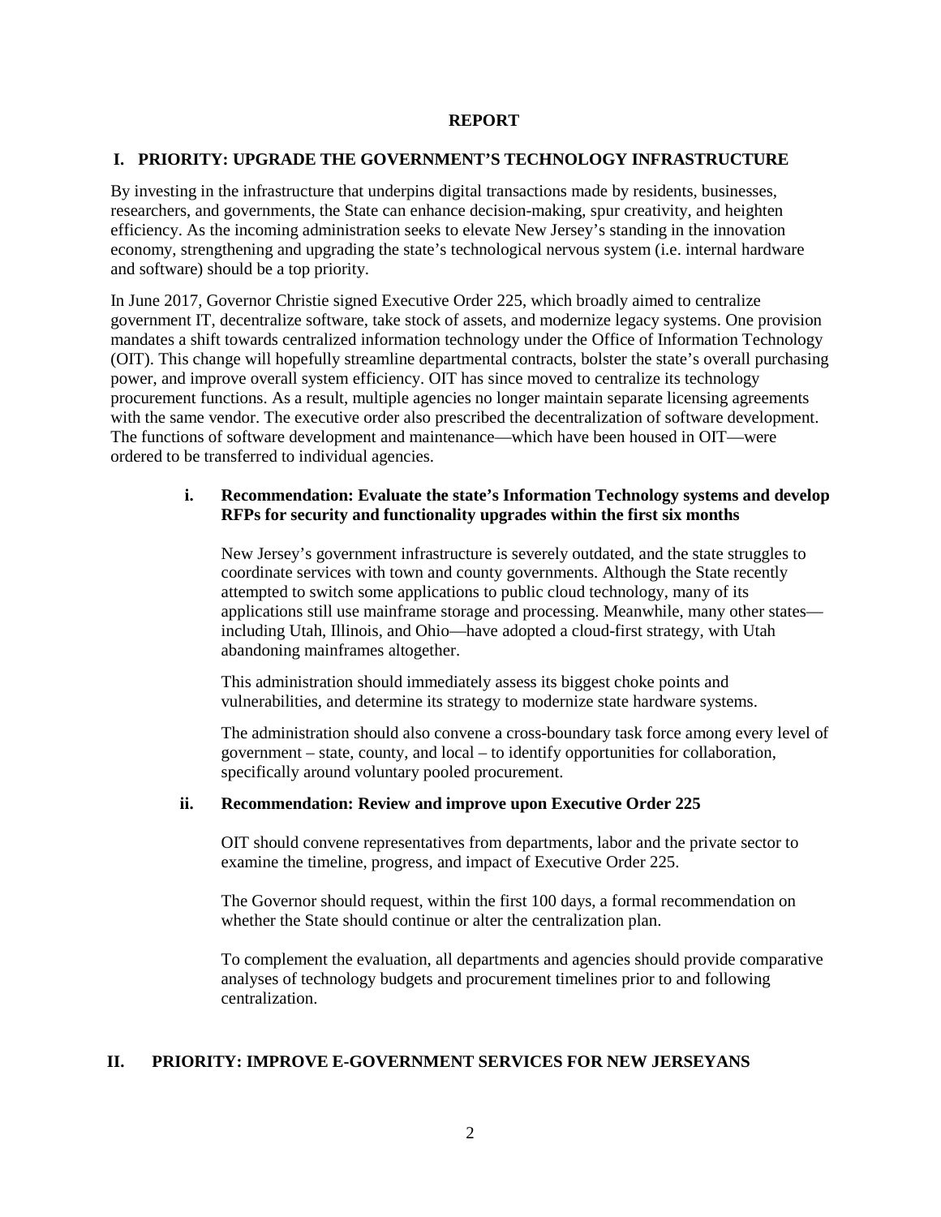# REPORT

## I. PRIORITY: UPGRADE THE GOVERNMENT'S TECHNOLOGY INFRASTRUCTURE

By investing in the infrastructure that underpins digital transactions made by residents, businesses, researchers, and governments, the State can enhance decision-making, spur creativity, and heighten efficiency. As the incoming administration seeks to elevate New Jersey's standing in the innovation economy, strengthening and upgrading the state's technological nervous system (i.e. internal hardware and software) should be a top priority.

In June 2017, Governor Christie signed Executive Order 225, which broadly aimed to centralize government IT, decentralize software, take stock of assets, and modernize legacy systems. One provision mandates a shift towards centralized information technology under the Office of Information Technology (OIT). This change will hopefully streamline departmental contracts, bolster the state's overall purchasing power, and improve overall system efficiency. OIT has since moved to centralize its technology procurement functions. As a result, multiple agencies no longer maintain separate licensing agreements with the same vendor. The executive order also prescribed the decentralization of software development. The functions of software development and maintenance—which have been housed in OIT—were ordered to be transferred to individual agencies.

### i. Recommendation: Evaluate the state's Information Technology systems and develop RFPs for security and functionality upgrades within the first six months

New Jersey's government infrastructure is severely outdated, and the state struggles to coordinate services with town and county governments. Although the State recently attempted to switch some applications to public cloud technology, many of its applications still use mainframe storage and processing. Meanwhile, many other states—including Utah, Illinois, and Ohio—have adopted a cloud-first strategy, with Utah abandoning mainframes altogether.

This administration should immediately assess its biggest choke points and vulnerabilities, and determine its strategy to modernize state hardware systems.

The administration should also convene a cross-boundary task force among every level of government – state, county, and local – to identify opportunities for collaboration, specifically around voluntary pooled procurement.

### ii. Recommendation: Review and improve upon Executive Order 225

OIT should convene representatives from departments, labor and the private sector to examine the timeline, progress, and impact of Executive Order 225.

The Governor should request, within the first 100 days, a formal recommendation on whether the State should continue or alter the centralization plan.

To complement the evaluation, all departments and agencies should provide comparative analyses of technology budgets and procurement timelines prior to and following centralization.

## II. PRIORITY: IMPROVE E-GOVERNMENT SERVICES FOR NEW JERSEYANS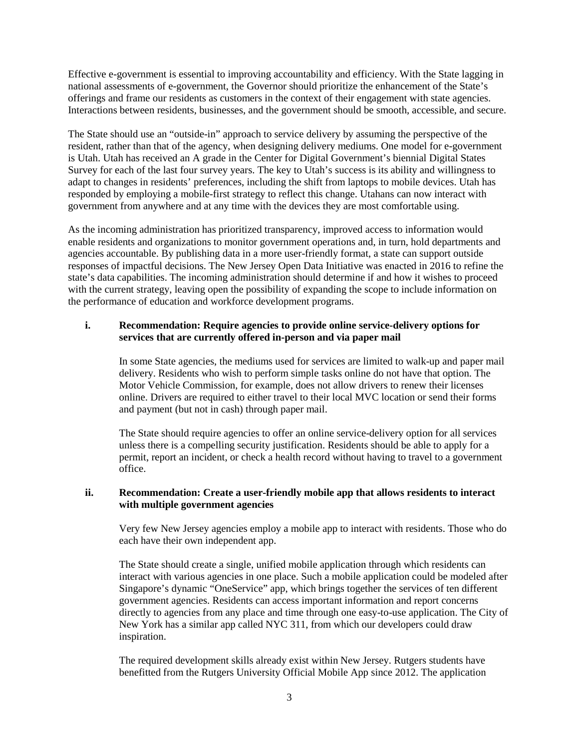Effective e-government is essential to improving accountability and efficiency. With the State lagging in national assessments of e-government, the Governor should prioritize the enhancement of the State's offerings and frame our residents as customers in the context of their engagement with state agencies. Interactions between residents, businesses, and the government should be smooth, accessible, and secure.

The State should use an "outside-in" approach to service delivery by assuming the perspective of the resident, rather than that of the agency, when designing delivery mediums. One model for e-government is Utah. Utah has received an A grade in the Center for Digital Government's biennial Digital States Survey for each of the last four survey years. The key to Utah's success is its ability and willingness to adapt to changes in residents' preferences, including the shift from laptops to mobile devices. Utah has responded by employing a mobile-first strategy to reflect this change. Utahans can now interact with government from anywhere and at any time with the devices they are most comfortable using.

As the incoming administration has prioritized transparency, improved access to information would enable residents and organizations to monitor government operations and, in turn, hold departments and agencies accountable. By publishing data in a more user-friendly format, a state can support outside responses of impactful decisions. The New Jersey Open Data Initiative was enacted in 2016 to refine the state's data capabilities. The incoming administration should determine if and how it wishes to proceed with the current strategy, leaving open the possibility of expanding the scope to include information on the performance of education and workforce development programs.

#### i. Recommendation: Require agencies to provide online service-delivery options for services that are currently offered in-person and via paper mail

In some State agencies, the mediums used for services are limited to walk-up and paper mail delivery. Residents who wish to perform simple tasks online do not have that option. The Motor Vehicle Commission, for example, does not allow drivers to renew their licenses online. Drivers are required to either travel to their local MVC location or send their forms and payment (but not in cash) through paper mail.

The State should require agencies to offer an online service-delivery option for all services unless there is a compelling security justification. Residents should be able to apply for a permit, report an incident, or check a health record without having to travel to a government office.

#### ii. Recommendation: Create a user-friendly mobile app that allows residents to interact with multiple government agencies

Very few New Jersey agencies employ a mobile app to interact with residents. Those who do each have their own independent app.

The State should create a single, unified mobile application through which residents can interact with various agencies in one place. Such a mobile application could be modeled after Singapore's dynamic "OneService" app, which brings together the services of ten different government agencies. Residents can access important information and report concerns directly to agencies from any place and time through one easy-to-use application. The City of New York has a similar app called NYC 311, from which our developers could draw inspiration.

The required development skills already exist within New Jersey. Rutgers students have benefitted from the Rutgers University Official Mobile App since 2012. The application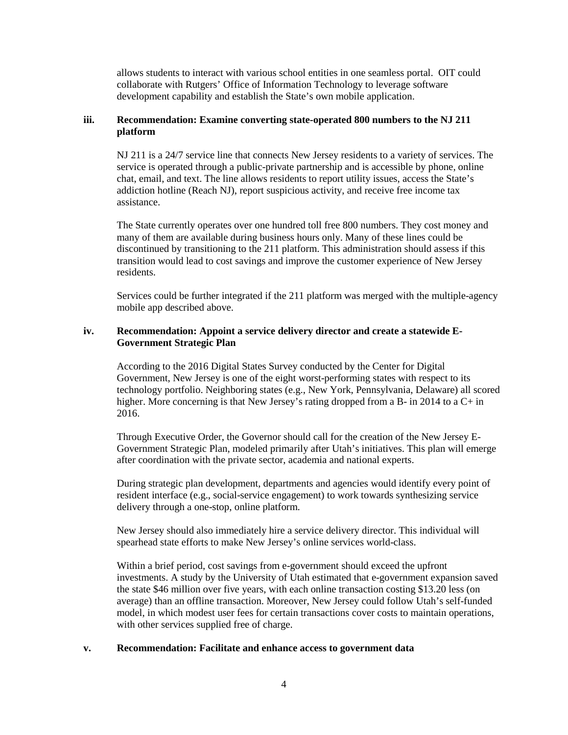allows students to interact with various school entities in one seamless portal. OIT could collaborate with Rutgers' Office of Information Technology to leverage software development capability and establish the State's own mobile application.

### iii. Recommendation: Examine converting state-operated 800 numbers to the NJ 211 platform

NJ 211 is a 24/7 service line that connects New Jersey residents to a variety of services. The service is operated through a public-private partnership and is accessible by phone, online chat, email, and text. The line allows residents to report utility issues, access the State's addiction hotline (Reach NJ), report suspicious activity, and receive free income tax assistance.

The State currently operates over one hundred toll free 800 numbers. They cost money and many of them are available during business hours only. Many of these lines could be discontinued by transitioning to the 211 platform. This administration should assess if this transition would lead to cost savings and improve the customer experience of New Jersey residents.

Services could be further integrated if the 211 platform was merged with the multiple-agency mobile app described above.

### iv. Recommendation: Appoint a service delivery director and create a statewide E-Government Strategic Plan

According to the 2016 Digital States Survey conducted by the Center for Digital Government, New Jersey is one of the eight worst-performing states with respect to its technology portfolio. Neighboring states (e.g., New York, Pennsylvania, Delaware) all scored higher. More concerning is that New Jersey's rating dropped from a B- in 2014 to a C+ in 2016.

Through Executive Order, the Governor should call for the creation of the New Jersey E-Government Strategic Plan, modeled primarily after Utah's initiatives. This plan will emerge after coordination with the private sector, academia and national experts.

During strategic plan development, departments and agencies would identify every point of resident interface (e.g., social-service engagement) to work towards synthesizing service delivery through a one-stop, online platform.

New Jersey should also immediately hire a service delivery director. This individual will spearhead state efforts to make New Jersey's online services world-class.

Within a brief period, cost savings from e-government should exceed the upfront investments. A study by the University of Utah estimated that e-government expansion saved the state $46 million over five years, with each online transaction costing $13.20 less (on average) than an offline transaction. Moreover, New Jersey could follow Utah's self-funded model, in which modest user fees for certain transactions cover costs to maintain operations, with other services supplied free of charge.

### v. Recommendation: Facilitate and enhance access to government data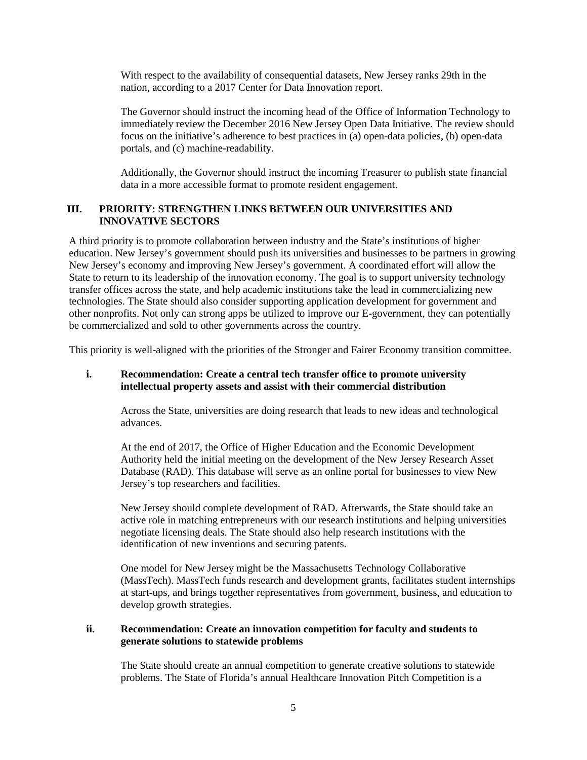With respect to the availability of consequential datasets, New Jersey ranks 29th in the nation, according to a 2017 Center for Data Innovation report.

The Governor should instruct the incoming head of the Office of Information Technology to immediately review the December 2016 New Jersey Open Data Initiative. The review should focus on the initiative's adherence to best practices in (a) open-data policies, (b) open-data portals, and (c) machine-readability.

Additionally, the Governor should instruct the incoming Treasurer to publish state financial data in a more accessible format to promote resident engagement.

## III. PRIORITY: STRENGTHEN LINKS BETWEEN OUR UNIVERSITIES AND INNOVATIVE SECTORS

A third priority is to promote collaboration between industry and the State's institutions of higher education. New Jersey's government should push its universities and businesses to be partners in growing New Jersey's economy and improving New Jersey's government. A coordinated effort will allow the State to return to its leadership of the innovation economy. The goal is to support university technology transfer offices across the state, and help academic institutions take the lead in commercializing new technologies. The State should also consider supporting application development for government and other nonprofits. Not only can strong apps be utilized to improve our E-government, they can potentially be commercialized and sold to other governments across the country.

This priority is well-aligned with the priorities of the Stronger and Fairer Economy transition committee.

### i. Recommendation: Create a central tech transfer office to promote university intellectual property assets and assist with their commercial distribution

Across the State, universities are doing research that leads to new ideas and technological advances.

At the end of 2017, the Office of Higher Education and the Economic Development Authority held the initial meeting on the development of the New Jersey Research Asset Database (RAD). This database will serve as an online portal for businesses to view New Jersey's top researchers and facilities.

New Jersey should complete development of RAD. Afterwards, the State should take an active role in matching entrepreneurs with our research institutions and helping universities negotiate licensing deals. The State should also help research institutions with the identification of new inventions and securing patents.

One model for New Jersey might be the Massachusetts Technology Collaborative (MassTech). MassTech funds research and development grants, facilitates student internships at start-ups, and brings together representatives from government, business, and education to develop growth strategies.

### ii. Recommendation: Create an innovation competition for faculty and students to generate solutions to statewide problems

The State should create an annual competition to generate creative solutions to statewide problems. The State of Florida's annual Healthcare Innovation Pitch Competition is a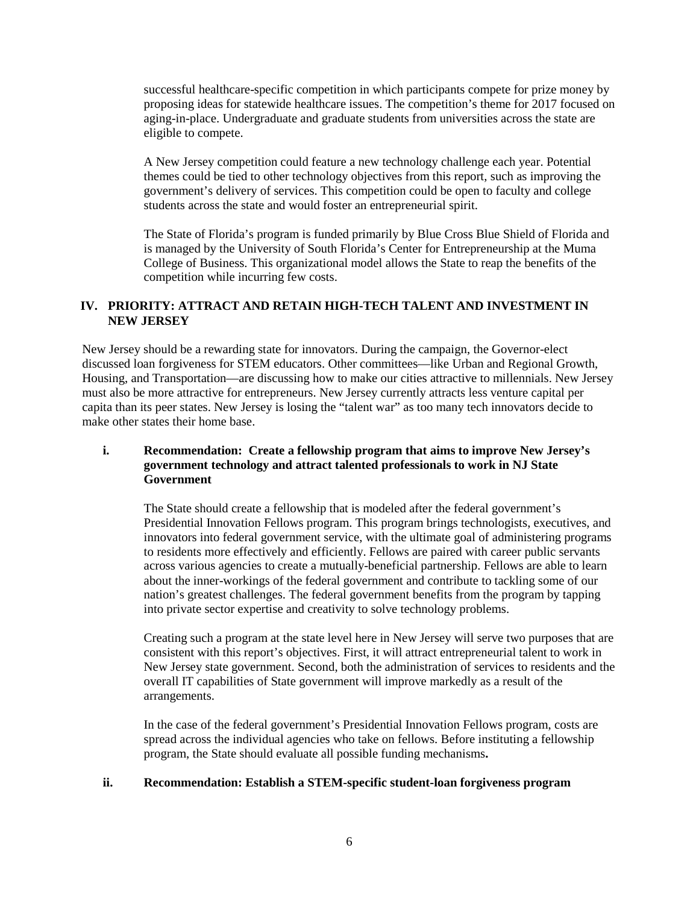successful healthcare-specific competition in which participants compete for prize money by proposing ideas for statewide healthcare issues. The competition's theme for 2017 focused on aging-in-place. Undergraduate and graduate students from universities across the state are eligible to compete.

A New Jersey competition could feature a new technology challenge each year. Potential themes could be tied to other technology objectives from this report, such as improving the government's delivery of services. This competition could be open to faculty and college students across the state and would foster an entrepreneurial spirit.

The State of Florida's program is funded primarily by Blue Cross Blue Shield of Florida and is managed by the University of South Florida's Center for Entrepreneurship at the Muma College of Business. This organizational model allows the State to reap the benefits of the competition while incurring few costs.

## IV. PRIORITY: ATTRACT AND RETAIN HIGH-TECH TALENT AND INVESTMENT IN NEW JERSEY

New Jersey should be a rewarding state for innovators. During the campaign, the Governor-elect discussed loan forgiveness for STEM educators. Other committees—like Urban and Regional Growth, Housing, and Transportation—are discussing how to make our cities attractive to millennials. New Jersey must also be more attractive for entrepreneurs. New Jersey currently attracts less venture capital per capita than its peer states. New Jersey is losing the "talent war" as too many tech innovators decide to make other states their home base.

### i. Recommendation: Create a fellowship program that aims to improve New Jersey's government technology and attract talented professionals to work in NJ State Government

The State should create a fellowship that is modeled after the federal government's Presidential Innovation Fellows program. This program brings technologists, executives, and innovators into federal government service, with the ultimate goal of administering programs to residents more effectively and efficiently. Fellows are paired with career public servants across various agencies to create a mutually-beneficial partnership. Fellows are able to learn about the inner-workings of the federal government and contribute to tackling some of our nation's greatest challenges. The federal government benefits from the program by tapping into private sector expertise and creativity to solve technology problems.

Creating such a program at the state level here in New Jersey will serve two purposes that are consistent with this report's objectives. First, it will attract entrepreneurial talent to work in New Jersey state government. Second, both the administration of services to residents and the overall IT capabilities of State government will improve markedly as a result of the arrangements.

In the case of the federal government's Presidential Innovation Fellows program, costs are spread across the individual agencies who take on fellows. Before instituting a fellowship program, the State should evaluate all possible funding mechanisms**.**

### ii. Recommendation: Establish a STEM-specific student-loan forgiveness program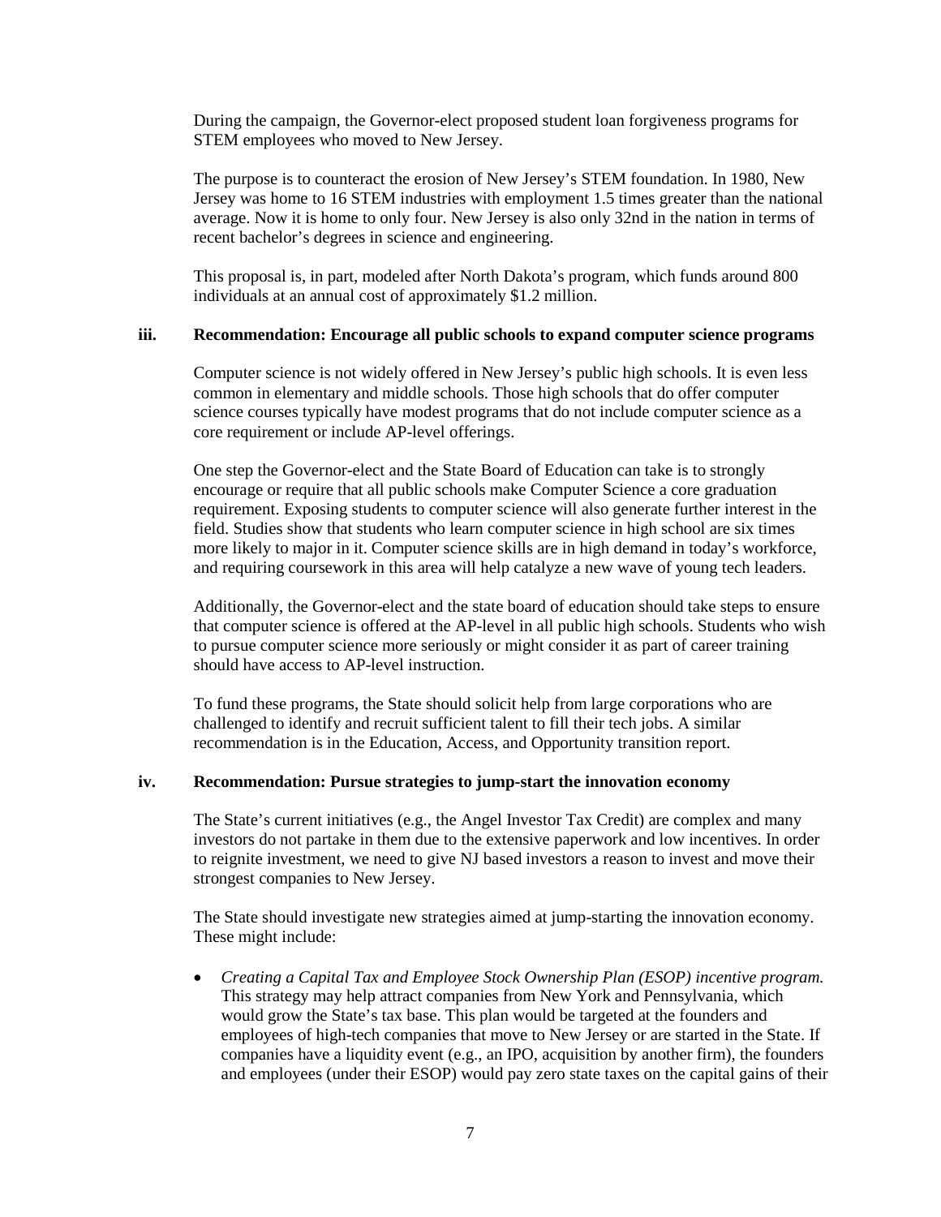During the campaign, the Governor-elect proposed student loan forgiveness programs for STEM employees who moved to New Jersey.

The purpose is to counteract the erosion of New Jersey's STEM foundation. In 1980, New Jersey was home to 16 STEM industries with employment 1.5 times greater than the national average. Now it is home to only four. New Jersey is also only 32nd in the nation in terms of recent bachelor's degrees in science and engineering.

This proposal is, in part, modeled after North Dakota's program, which funds around 800 individuals at an annual cost of approximately $1.2 million.

### iii. Recommendation: Encourage all public schools to expand computer science programs

Computer science is not widely offered in New Jersey's public high schools. It is even less common in elementary and middle schools. Those high schools that do offer computer science courses typically have modest programs that do not include computer science as a core requirement or include AP-level offerings.

One step the Governor-elect and the State Board of Education can take is to strongly encourage or require that all public schools make Computer Science a core graduation requirement. Exposing students to computer science will also generate further interest in the field. Studies show that students who learn computer science in high school are six times more likely to major in it. Computer science skills are in high demand in today's workforce, and requiring coursework in this area will help catalyze a new wave of young tech leaders.

Additionally, the Governor-elect and the state board of education should take steps to ensure that computer science is offered at the AP-level in all public high schools. Students who wish to pursue computer science more seriously or might consider it as part of career training should have access to AP-level instruction.

To fund these programs, the State should solicit help from large corporations who are challenged to identify and recruit sufficient talent to fill their tech jobs. A similar recommendation is in the Education, Access, and Opportunity transition report.

### iv. Recommendation: Pursue strategies to jump-start the innovation economy

The State's current initiatives (e.g., the Angel Investor Tax Credit) are complex and many investors do not partake in them due to the extensive paperwork and low incentives. In order to reignite investment, we need to give NJ based investors a reason to invest and move their strongest companies to New Jersey.

The State should investigate new strategies aimed at jump-starting the innovation economy. These might include:

- *Creating a Capital Tax and Employee Stock Ownership Plan (ESOP) incentive program.* This strategy may help attract companies from New York and Pennsylvania, which would grow the State's tax base. This plan would be targeted at the founders and employees of high-tech companies that move to New Jersey or are started in the State. If companies have a liquidity event (e.g., an IPO, acquisition by another firm), the founders and employees (under their ESOP) would pay zero state taxes on the capital gains of their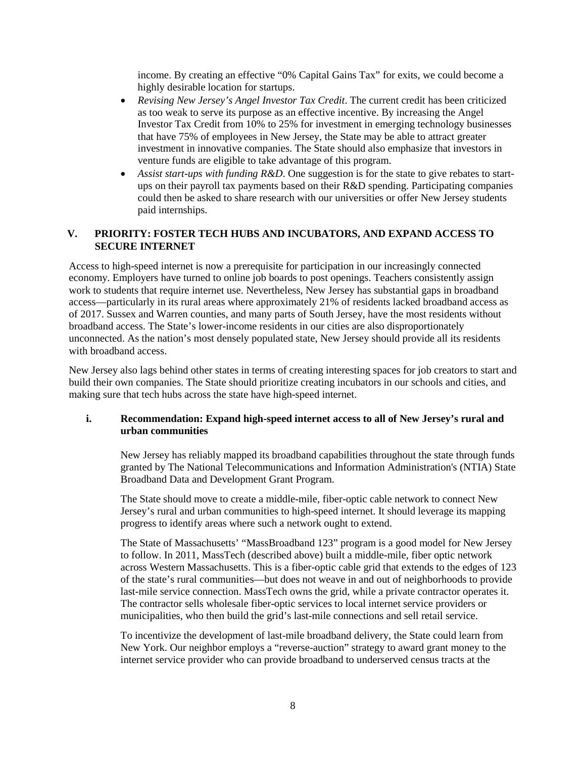income. By creating an effective "0% Capital Gains Tax" for exits, we could become a highly desirable location for startups.

- *Revising New Jersey's Angel Investor Tax Credit*. The current credit has been criticized as too weak to serve its purpose as an effective incentive. By increasing the Angel Investor Tax Credit from 10% to 25% for investment in emerging technology businesses that have 75% of employees in New Jersey, the State may be able to attract greater investment in innovative companies. The State should also emphasize that investors in venture funds are eligible to take advantage of this program.
- *Assist start-ups with funding R&D*. One suggestion is for the state to give rebates to start-ups on their payroll tax payments based on their R&D spending. Participating companies could then be asked to share research with our universities or offer New Jersey students paid internships.

## V. PRIORITY: FOSTER TECH HUBS AND INCUBATORS, AND EXPAND ACCESS TO SECURE INTERNET

Access to high-speed internet is now a prerequisite for participation in our increasingly connected economy. Employers have turned to online job boards to post openings. Teachers consistently assign work to students that require internet use. Nevertheless, New Jersey has substantial gaps in broadband access—particularly in its rural areas where approximately 21% of residents lacked broadband access as of 2017. Sussex and Warren counties, and many parts of South Jersey, have the most residents without broadband access. The State's lower-income residents in our cities are also disproportionately unconnected. As the nation's most densely populated state, New Jersey should provide all its residents with broadband access.

New Jersey also lags behind other states in terms of creating interesting spaces for job creators to start and build their own companies. The State should prioritize creating incubators in our schools and cities, and making sure that tech hubs across the state have high-speed internet.

### i. Recommendation: Expand high-speed internet access to all of New Jersey's rural and urban communities

New Jersey has reliably mapped its broadband capabilities throughout the state through funds granted by The National Telecommunications and Information Administration's (NTIA) State Broadband Data and Development Grant Program.

The State should move to create a middle-mile, fiber-optic cable network to connect New Jersey's rural and urban communities to high-speed internet. It should leverage its mapping progress to identify areas where such a network ought to extend.

The State of Massachusetts' "MassBroadband 123" program is a good model for New Jersey to follow. In 2011, MassTech (described above) built a middle-mile, fiber optic network across Western Massachusetts. This is a fiber-optic cable grid that extends to the edges of 123 of the state's rural communities—but does not weave in and out of neighborhoods to provide last-mile service connection. MassTech owns the grid, while a private contractor operates it. The contractor sells wholesale fiber-optic services to local internet service providers or municipalities, who then build the grid's last-mile connections and sell retail service.

To incentivize the development of last-mile broadband delivery, the State could learn from New York. Our neighbor employs a "reverse-auction" strategy to award grant money to the internet service provider who can provide broadband to underserved census tracts at the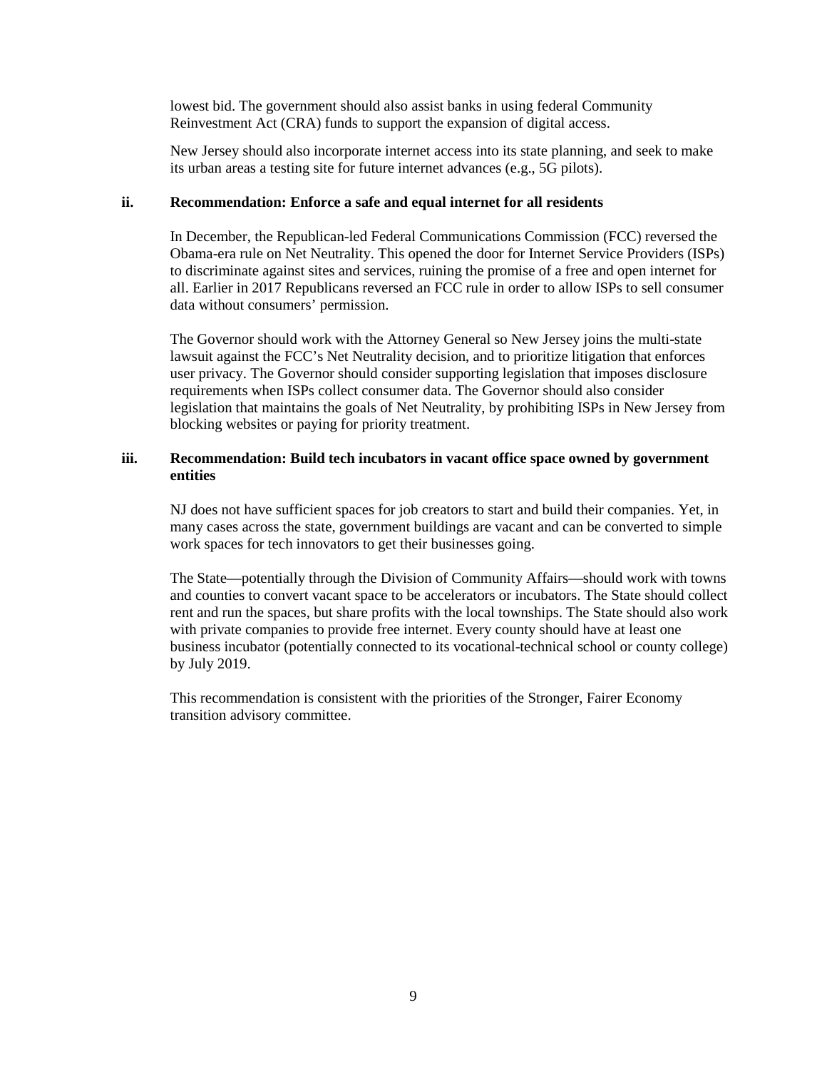lowest bid. The government should also assist banks in using federal Community Reinvestment Act (CRA) funds to support the expansion of digital access.

New Jersey should also incorporate internet access into its state planning, and seek to make its urban areas a testing site for future internet advances (e.g., 5G pilots).

### ii. Recommendation: Enforce a safe and equal internet for all residents

In December, the Republican-led Federal Communications Commission (FCC) reversed the Obama-era rule on Net Neutrality. This opened the door for Internet Service Providers (ISPs) to discriminate against sites and services, ruining the promise of a free and open internet for all. Earlier in 2017 Republicans reversed an FCC rule in order to allow ISPs to sell consumer data without consumers' permission.

The Governor should work with the Attorney General so New Jersey joins the multi-state lawsuit against the FCC's Net Neutrality decision, and to prioritize litigation that enforces user privacy. The Governor should consider supporting legislation that imposes disclosure requirements when ISPs collect consumer data. The Governor should also consider legislation that maintains the goals of Net Neutrality, by prohibiting ISPs in New Jersey from blocking websites or paying for priority treatment.

### iii. Recommendation: Build tech incubators in vacant office space owned by government entities

NJ does not have sufficient spaces for job creators to start and build their companies. Yet, in many cases across the state, government buildings are vacant and can be converted to simple work spaces for tech innovators to get their businesses going.

The State—potentially through the Division of Community Affairs—should work with towns and counties to convert vacant space to be accelerators or incubators. The State should collect rent and run the spaces, but share profits with the local townships. The State should also work with private companies to provide free internet. Every county should have at least one business incubator (potentially connected to its vocational-technical school or county college) by July 2019.

This recommendation is consistent with the priorities of the Stronger, Fairer Economy transition advisory committee.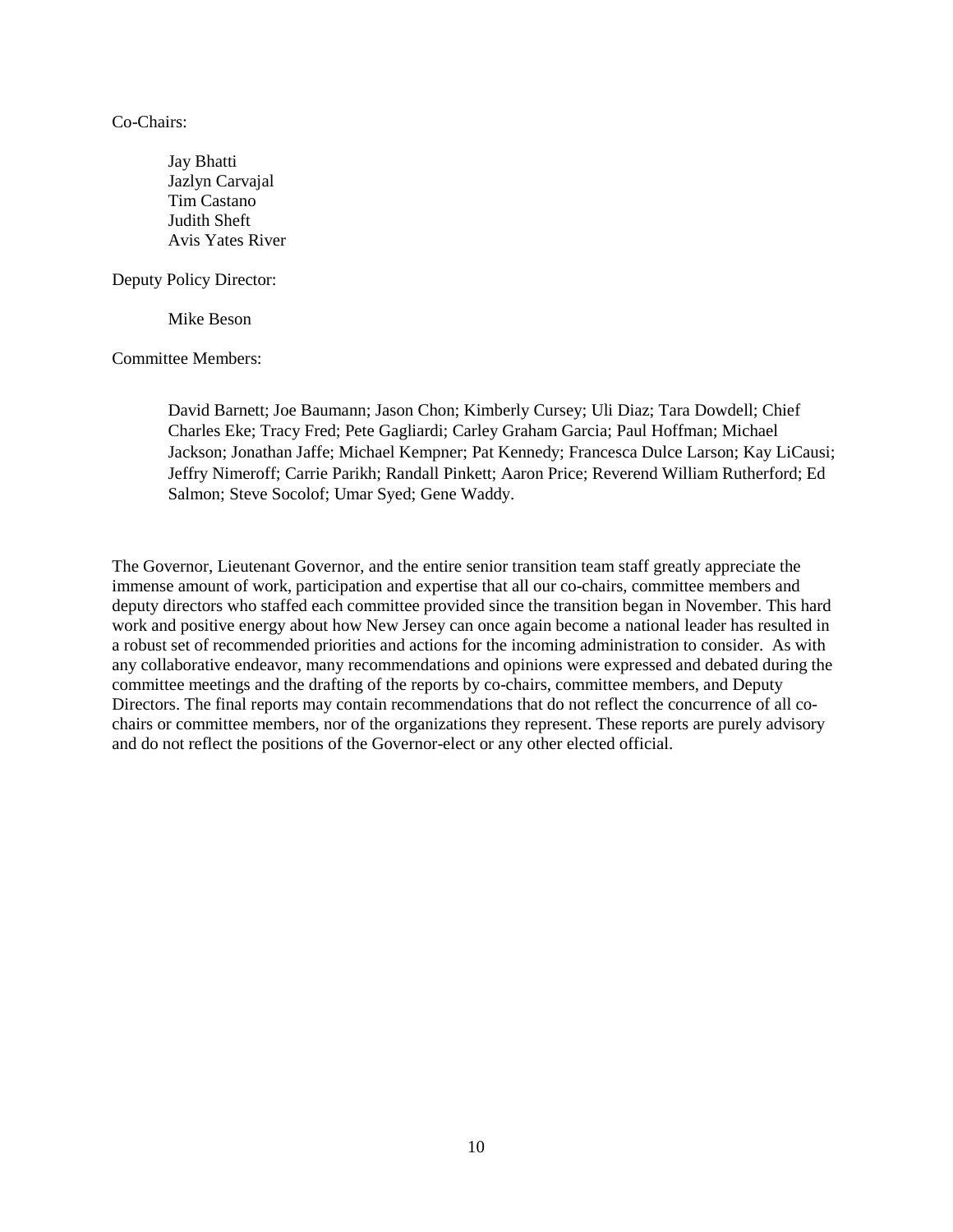Co-Chairs:

Jay Bhatti
Jazlyn Carvajal
Tim Castano
Judith Sheft
Avis Yates River

Deputy Policy Director:

Mike Beson

Committee Members:

David Barnett; Joe Baumann; Jason Chon; Kimberly Cursey; Uli Diaz; Tara Dowdell; Chief Charles Eke; Tracy Fred; Pete Gagliardi; Carley Graham Garcia; Paul Hoffman; Michael Jackson; Jonathan Jaffe; Michael Kempner; Pat Kennedy; Francesca Dulce Larson; Kay LiCausi; Jeffry Nimeroff; Carrie Parikh; Randall Pinkett; Aaron Price; Reverend William Rutherford; Ed Salmon; Steve Socolof; Umar Syed; Gene Waddy.

The Governor, Lieutenant Governor, and the entire senior transition team staff greatly appreciate the immense amount of work, participation and expertise that all our co-chairs, committee members and deputy directors who staffed each committee provided since the transition began in November. This hard work and positive energy about how New Jersey can once again become a national leader has resulted in a robust set of recommended priorities and actions for the incoming administration to consider. As with any collaborative endeavor, many recommendations and opinions were expressed and debated during the committee meetings and the drafting of the reports by co-chairs, committee members, and Deputy Directors. The final reports may contain recommendations that do not reflect the concurrence of all co-chairs or committee members, nor of the organizations they represent. These reports are purely advisory and do not reflect the positions of the Governor-elect or any other elected official.